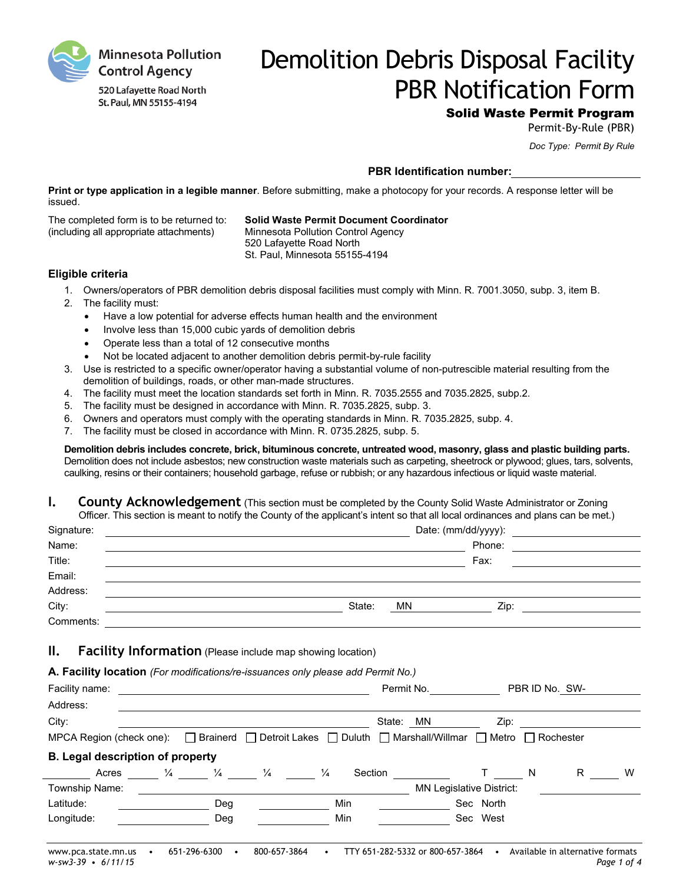Minnesota Pollution Control Agency
520 Lafayette Road North
St. Paul, MN 55155-4194

# Demolition Debris Disposal Facility PBR Notification Form

**Solid Waste Permit Program**

Permit-By-Rule (PBR)

*Doc Type: Permit By Rule*

**PBR Identification number:** ____________________

**Print or type application in a legible manner**. Before submitting, make a photocopy for your records. A response letter will be issued.

The completed form is to be returned to: (including all appropriate attachments)

**Solid Waste Permit Document Coordinator**
Minnesota Pollution Control Agency
520 Lafayette Road North
St. Paul, Minnesota 55155-4194

### Eligible criteria

1. Owners/operators of PBR demolition debris disposal facilities must comply with Minn. R. 7001.3050, subp. 3, item B.
2. The facility must:
   - Have a low potential for adverse effects human health and the environment
   - Involve less than 15,000 cubic yards of demolition debris
   - Operate less than a total of 12 consecutive months
   - Not be located adjacent to another demolition debris permit-by-rule facility
3. Use is restricted to a specific owner/operator having a substantial volume of non-putrescible material resulting from the demolition of buildings, roads, or other man-made structures.
4. The facility must meet the location standards set forth in Minn. R. 7035.2555 and 7035.2825, subp.2.
5. The facility must be designed in accordance with Minn. R. 7035.2825, subp. 3.
6. Owners and operators must comply with the operating standards in Minn. R. 7035.2825, subp. 4.
7. The facility must be closed in accordance with Minn. R. 0735.2825, subp. 5.

**Demolition debris includes concrete, brick, bituminous concrete, untreated wood, masonry, glass and plastic building parts.** Demolition does not include asbestos; new construction waste materials such as carpeting, sheetrock or plywood; glues, tars, solvents, caulking, resins or their containers; household garbage, refuse or rubbish; or any hazardous infectious or liquid waste material.

## I. County Acknowledgement

(This section must be completed by the County Solid Waste Administrator or Zoning Officer. This section is meant to notify the County of the applicant's intent so that all local ordinances and plans can be met.)

Signature: ____________________ Date: (mm/dd/yyyy): ____________________

Name: ____________________ Phone: ____________________

Title: ____________________ Fax: ____________________

Email: ____________________

Address: ____________________

City: ____________________ State: MN Zip: ____________________

Comments: ____________________

## II. Facility Information

(Please include map showing location)

**A. Facility location** *(For modifications/re-issuances only please add Permit No.)*

Facility name: ____________________ Permit No. __________ PBR ID No. SW-__________

Address: ____________________

City: ____________________ State: MN Zip: ____________________

MPCA Region (check one): ☐ Brainerd ☐ Detroit Lakes ☐ Duluth ☐ Marshall/Willmar ☐ Metro ☐ Rochester

**B. Legal description of property**

_______ Acres _______ ¼ _______ ¼ _______ ¼ _______ ¼ Section _______ T _______ N R _______ W

Township Name: ____________________ MN Legislative District: ____________________

Latitude: __________ Deg __________ Min __________ Sec North

Longitude: __________ Deg __________ Min __________ Sec West

www.pca.state.mn.us • 651-296-6300 • 800-657-3864 • TTY 651-282-5332 or 800-657-3864 • Available in alternative formats

w-sw3-39 • 6/11/15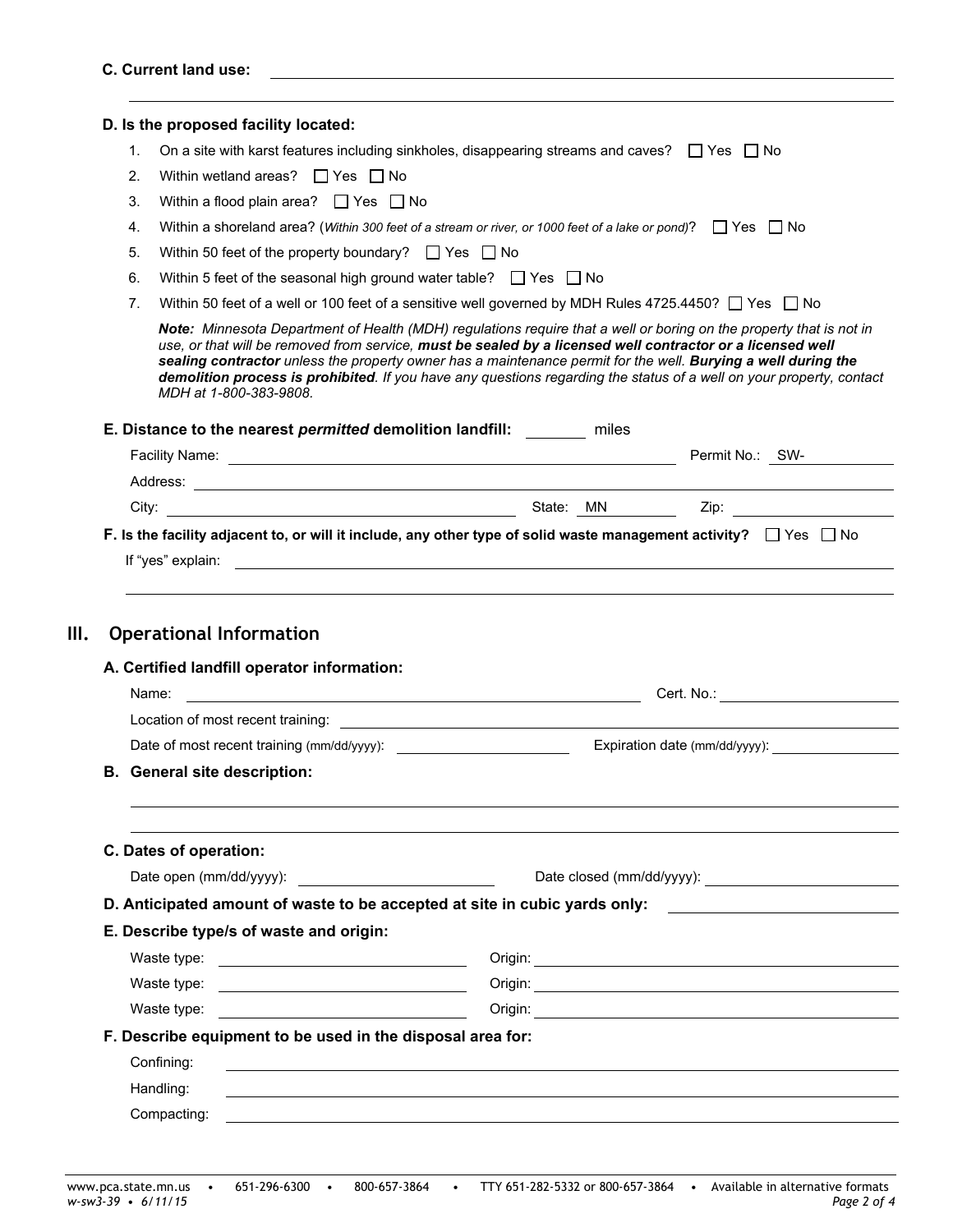**C. Current land use:** ______________________________

**D. Is the proposed facility located:**

1. On a site with karst features including sinkholes, disappearing streams and caves? ☐ Yes ☐ No
2. Within wetland areas? ☐ Yes ☐ No
3. Within a flood plain area? ☐ Yes ☐ No
4. Within a shoreland area? (*Within 300 feet of a stream or river, or 1000 feet of a lake or pond*)? ☐ Yes ☐ No
5. Within 50 feet of the property boundary? ☐ Yes ☐ No
6. Within 5 feet of the seasonal high ground water table? ☐ Yes ☐ No
7. Within 50 feet of a well or 100 feet of a sensitive well governed by MDH Rules 4725.4450? ☐ Yes ☐ No

***Note:** Minnesota Department of Health (MDH) regulations require that a well or boring on the property that is not in use, or that will be removed from service, **must be sealed by a licensed well contractor or a licensed well sealing contractor** unless the property owner has a maintenance permit for the well. **Burying a well during the demolition process is prohibited**. If you have any questions regarding the status of a well on your property, contact MDH at 1-800-383-9808.*

**E. Distance to the nearest *permitted* demolition landfill:** ________ miles

Facility Name: ______________________________ Permit No.: SW-__________

Address: ______________________________

City: ______________________________ State: MN Zip: __________

**F. Is the facility adjacent to, or will it include, any other type of solid waste management activity?** ☐ Yes ☐ No

If "yes" explain: ______________________________

## III. Operational Information

**A. Certified landfill operator information:**

Name: ______________________________ Cert. No.: __________

Location of most recent training: ______________________________

Date of most recent training (mm/dd/yyyy): __________ Expiration date (mm/dd/yyyy): __________

**B. General site description:**

______________________________

**C. Dates of operation:**

Date open (mm/dd/yyyy): __________ Date closed (mm/dd/yyyy): __________

**D. Anticipated amount of waste to be accepted at site in cubic yards only:** __________

**E. Describe type/s of waste and origin:**

Waste type: __________ Origin: __________

Waste type: __________ Origin: __________

Waste type: __________ Origin: __________

**F. Describe equipment to be used in the disposal area for:**

Confining: ______________________________

Handling: ______________________________

Compacting: ______________________________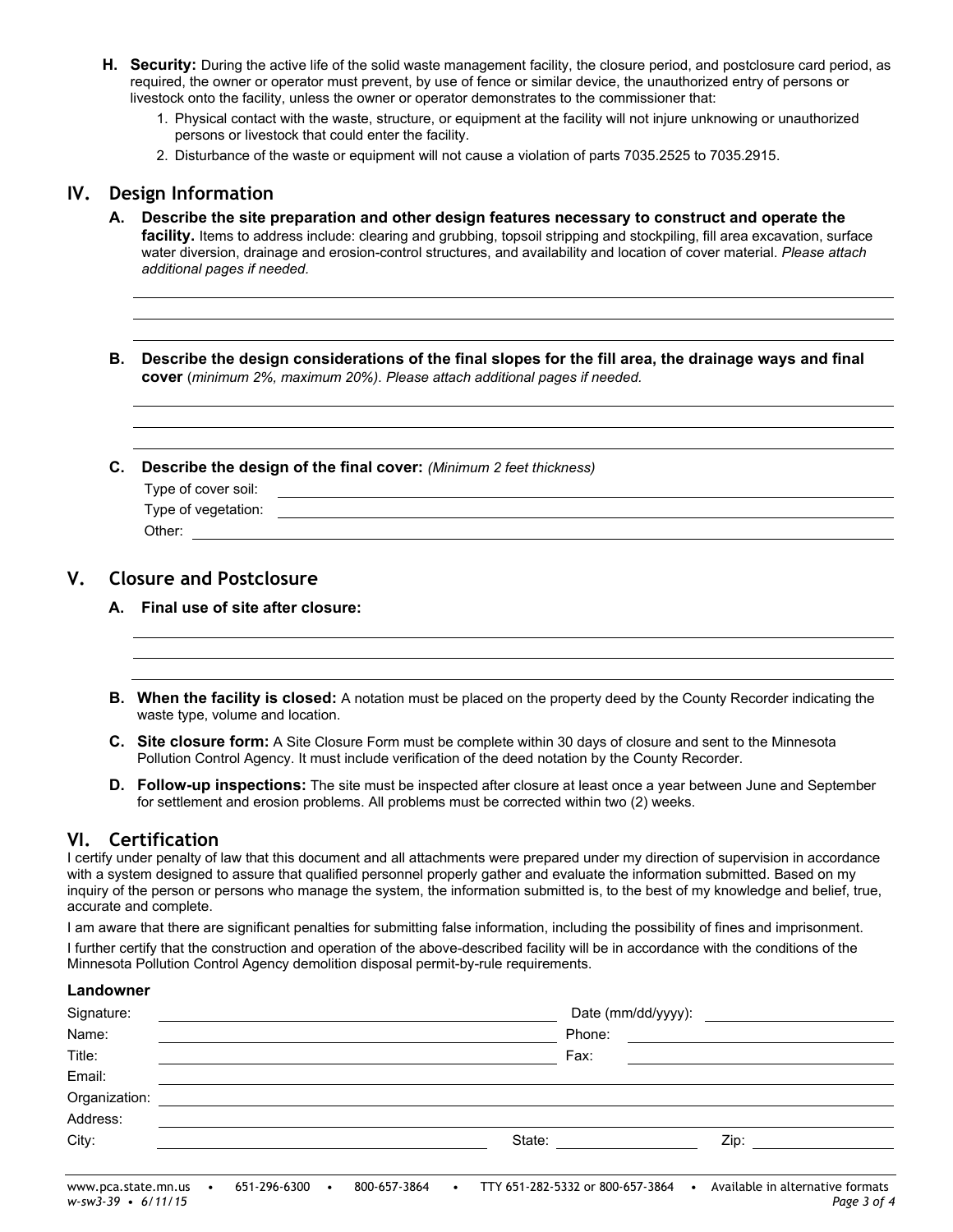**H. Security:** During the active life of the solid waste management facility, the closure period, and postclosure card period, as required, the owner or operator must prevent, by use of fence or similar device, the unauthorized entry of persons or livestock onto the facility, unless the owner or operator demonstrates to the commissioner that:

1. Physical contact with the waste, structure, or equipment at the facility will not injure unknowing or unauthorized persons or livestock that could enter the facility.
2. Disturbance of the waste or equipment will not cause a violation of parts 7035.2525 to 7035.2915.

## IV. Design Information

**A. Describe the site preparation and other design features necessary to construct and operate the facility.** Items to address include: clearing and grubbing, topsoil stripping and stockpiling, fill area excavation, surface water diversion, drainage and erosion-control structures, and availability and location of cover material. *Please attach additional pages if needed.*

______________________________________________

______________________________________________

______________________________________________

**B. Describe the design considerations of the final slopes for the fill area, the drainage ways and final cover** (*minimum 2%, maximum 20%*). *Please attach additional pages if needed.*

______________________________________________

______________________________________________

______________________________________________

**C. Describe the design of the final cover:** *(Minimum 2 feet thickness)*

Type of cover soil: ______________________________________________

Type of vegetation: ______________________________________________

Other: ______________________________________________

## V. Closure and Postclosure

**A. Final use of site after closure:**

______________________________________________

______________________________________________

______________________________________________

**B. When the facility is closed:** A notation must be placed on the property deed by the County Recorder indicating the waste type, volume and location.

**C. Site closure form:** A Site Closure Form must be complete within 30 days of closure and sent to the Minnesota Pollution Control Agency. It must include verification of the deed notation by the County Recorder.

**D. Follow-up inspections:** The site must be inspected after closure at least once a year between June and September for settlement and erosion problems. All problems must be corrected within two (2) weeks.

## VI. Certification

I certify under penalty of law that this document and all attachments were prepared under my direction of supervision in accordance with a system designed to assure that qualified personnel properly gather and evaluate the information submitted. Based on my inquiry of the person or persons who manage the system, the information submitted is, to the best of my knowledge and belief, true, accurate and complete.

I am aware that there are significant penalties for submitting false information, including the possibility of fines and imprisonment.

I further certify that the construction and operation of the above-described facility will be in accordance with the conditions of the Minnesota Pollution Control Agency demolition disposal permit-by-rule requirements.

**Landowner**

Signature: ______________________ Date (mm/dd/yyyy): ______________

Name: ______________________ Phone: ______________

Title: ______________________ Fax: ______________

Email: ______________________________________________

Organization: ______________________________________________

Address: ______________________________________________

City: ______________________ State: ______________ Zip: ______________

www.pca.state.mn.us • 651-296-6300 • 800-657-3864 • TTY 651-282-5332 or 800-657-3864 • Available in alternative formats
*w-sw3-39 • 6/11/15*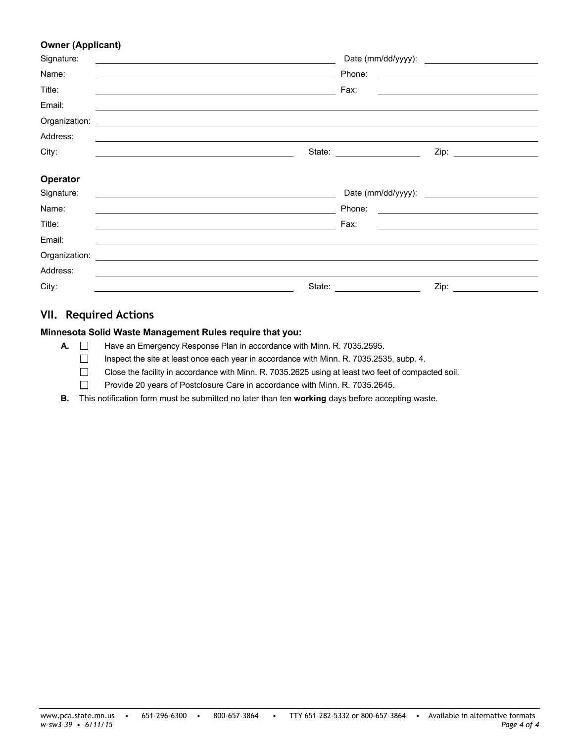**Owner (Applicant)**

Signature: \_\_\_\_\_\_\_\_\_\_\_\_\_\_\_\_\_\_\_\_ Date (mm/dd/yyyy): \_\_\_\_\_\_\_\_\_\_

Name: \_\_\_\_\_\_\_\_\_\_\_\_\_\_\_\_\_\_\_\_ Phone: \_\_\_\_\_\_\_\_\_\_

Title: \_\_\_\_\_\_\_\_\_\_\_\_\_\_\_\_\_\_\_\_ Fax: \_\_\_\_\_\_\_\_\_\_

Email: \_\_\_\_\_\_\_\_\_\_\_\_\_\_\_\_\_\_\_\_

Organization: \_\_\_\_\_\_\_\_\_\_\_\_\_\_\_\_\_\_\_\_

Address: \_\_\_\_\_\_\_\_\_\_\_\_\_\_\_\_\_\_\_\_

City: \_\_\_\_\_\_\_\_\_\_\_\_\_\_\_\_\_\_\_\_ State: \_\_\_\_\_\_\_\_\_\_ Zip: \_\_\_\_\_\_\_\_\_\_

**Operator**

Signature: \_\_\_\_\_\_\_\_\_\_\_\_\_\_\_\_\_\_\_\_ Date (mm/dd/yyyy): \_\_\_\_\_\_\_\_\_\_

Name: \_\_\_\_\_\_\_\_\_\_\_\_\_\_\_\_\_\_\_\_ Phone: \_\_\_\_\_\_\_\_\_\_

Title: \_\_\_\_\_\_\_\_\_\_\_\_\_\_\_\_\_\_\_\_ Fax: \_\_\_\_\_\_\_\_\_\_

Email: \_\_\_\_\_\_\_\_\_\_\_\_\_\_\_\_\_\_\_\_

Organization: \_\_\_\_\_\_\_\_\_\_\_\_\_\_\_\_\_\_\_\_

Address: \_\_\_\_\_\_\_\_\_\_\_\_\_\_\_\_\_\_\_\_

City: \_\_\_\_\_\_\_\_\_\_\_\_\_\_\_\_\_\_\_\_ State: \_\_\_\_\_\_\_\_\_\_ Zip: \_\_\_\_\_\_\_\_\_\_

## VII. Required Actions

**Minnesota Solid Waste Management Rules require that you:**

**A.**
- ☐ Have an Emergency Response Plan in accordance with Minn. R. 7035.2595.
- ☐ Inspect the site at least once each year in accordance with Minn. R. 7035.2535, subp. 4.
- ☐ Close the facility in accordance with Minn. R. 7035.2625 using at least two feet of compacted soil.
- ☐ Provide 20 years of Postclosure Care in accordance with Minn. R. 7035.2645.

**B.** This notification form must be submitted no later than ten **working** days before accepting waste.